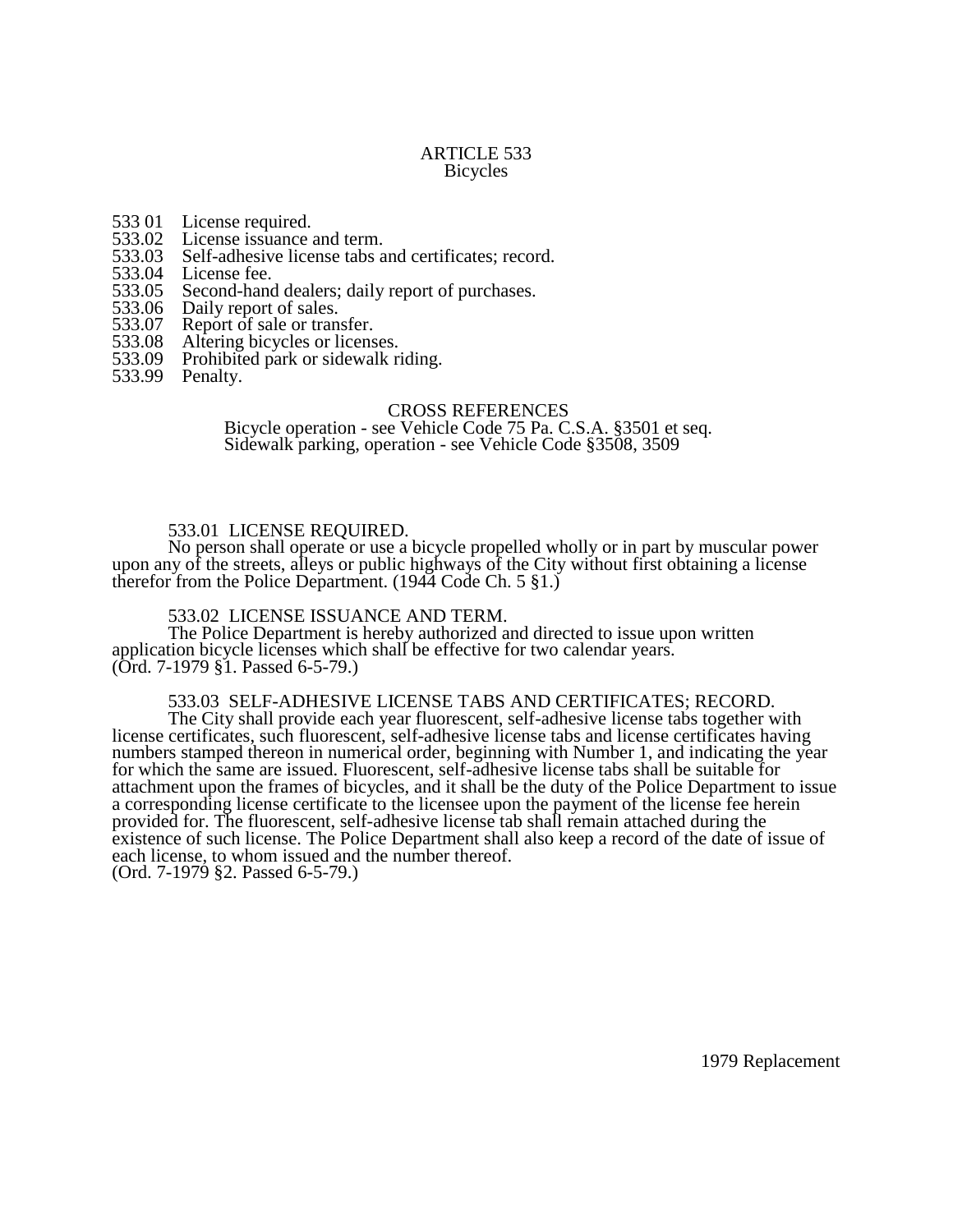# ARTICLE 533
## Bicycles

533 01 License required.
533.02 License issuance and term.
533.03 Self-adhesive license tabs and certificates; record.
533.04 License fee.
533.05 Second-hand dealers; daily report of purchases.
533.06 Daily report of sales.
533.07 Report of sale or transfer.
533.08 Altering bicycles or licenses.
533.09 Prohibited park or sidewalk riding.
533.99 Penalty.

CROSS REFERENCES
Bicycle operation - see Vehicle Code 75 Pa. C.S.A. §3501 et seq.
Sidewalk parking, operation - see Vehicle Code §3508, 3509

### 533.01 LICENSE REQUIRED.

No person shall operate or use a bicycle propelled wholly or in part by muscular power upon any of the streets, alleys or public highways of the City without first obtaining a license therefor from the Police Department. (1944 Code Ch. 5 §1.)

### 533.02 LICENSE ISSUANCE AND TERM.

The Police Department is hereby authorized and directed to issue upon written application bicycle licenses which shall be effective for two calendar years.
(Ord. 7-1979 §1. Passed 6-5-79.)

### 533.03 SELF-ADHESIVE LICENSE TABS AND CERTIFICATES; RECORD.

The City shall provide each year fluorescent, self-adhesive license tabs together with license certificates, such fluorescent, self-adhesive license tabs and license certificates having numbers stamped thereon in numerical order, beginning with Number 1, and indicating the year for which the same are issued. Fluorescent, self-adhesive license tabs shall be suitable for attachment upon the frames of bicycles, and it shall be the duty of the Police Department to issue a corresponding license certificate to the licensee upon the payment of the license fee herein provided for. The fluorescent, self-adhesive license tab shall remain attached during the existence of such license. The Police Department shall also keep a record of the date of issue of each license, to whom issued and the number thereof.
(Ord. 7-1979 §2. Passed 6-5-79.)

1979 Replacement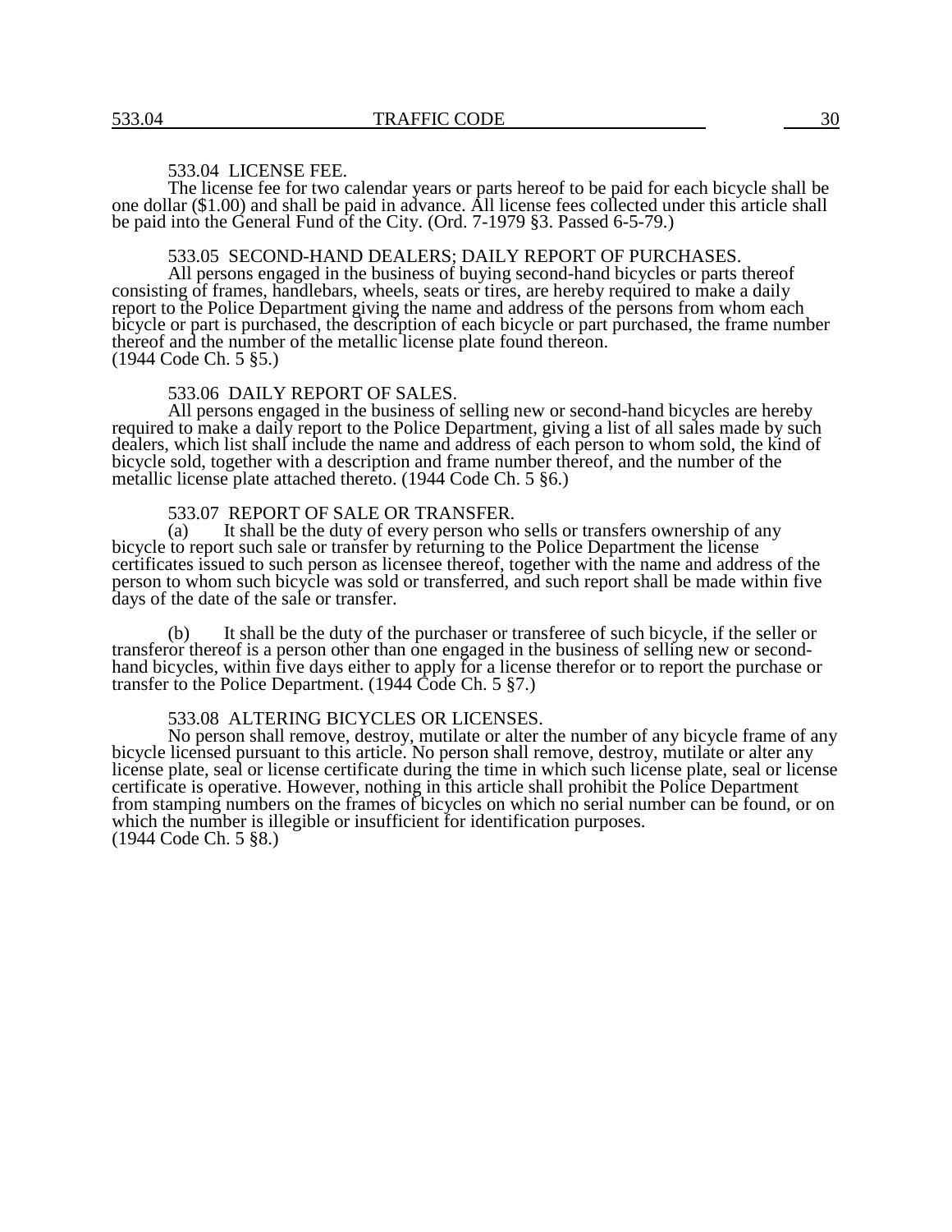### 533.04 LICENSE FEE.

The license fee for two calendar years or parts hereof to be paid for each bicycle shall be one dollar ($1.00) and shall be paid in advance. All license fees collected under this article shall be paid into the General Fund of the City. (Ord. 7-1979 §3. Passed 6-5-79.)

### 533.05 SECOND-HAND DEALERS; DAILY REPORT OF PURCHASES.

All persons engaged in the business of buying second-hand bicycles or parts thereof consisting of frames, handlebars, wheels, seats or tires, are hereby required to make a daily report to the Police Department giving the name and address of the persons from whom each bicycle or part is purchased, the description of each bicycle or part purchased, the frame number thereof and the number of the metallic license plate found thereon.
(1944 Code Ch. 5 §5.)

### 533.06 DAILY REPORT OF SALES.

All persons engaged in the business of selling new or second-hand bicycles are hereby required to make a daily report to the Police Department, giving a list of all sales made by such dealers, which list shall include the name and address of each person to whom sold, the kind of bicycle sold, together with a description and frame number thereof, and the number of the metallic license plate attached thereto. (1944 Code Ch. 5 §6.)

### 533.07 REPORT OF SALE OR TRANSFER.

(a) It shall be the duty of every person who sells or transfers ownership of any bicycle to report such sale or transfer by returning to the Police Department the license certificates issued to such person as licensee thereof, together with the name and address of the person to whom such bicycle was sold or transferred, and such report shall be made within five days of the date of the sale or transfer.

(b) It shall be the duty of the purchaser or transferee of such bicycle, if the seller or transferor thereof is a person other than one engaged in the business of selling new or second-hand bicycles, within five days either to apply for a license therefor or to report the purchase or transfer to the Police Department. (1944 Code Ch. 5 §7.)

### 533.08 ALTERING BICYCLES OR LICENSES.

No person shall remove, destroy, mutilate or alter the number of any bicycle frame of any bicycle licensed pursuant to this article. No person shall remove, destroy, mutilate or alter any license plate, seal or license certificate during the time in which such license plate, seal or license certificate is operative. However, nothing in this article shall prohibit the Police Department from stamping numbers on the frames of bicycles on which no serial number can be found, or on which the number is illegible or insufficient for identification purposes.
(1944 Code Ch. 5 §8.)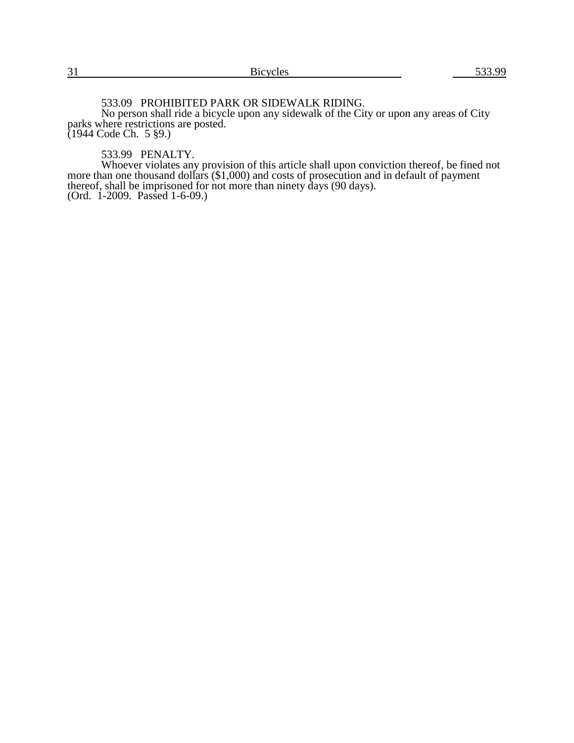533.09 PROHIBITED PARK OR SIDEWALK RIDING.

No person shall ride a bicycle upon any sidewalk of the City or upon any areas of City parks where restrictions are posted.
(1944 Code Ch. 5 §9.)

533.99 PENALTY.

Whoever violates any provision of this article shall upon conviction thereof, be fined not more than one thousand dollars ($1,000) and costs of prosecution and in default of payment thereof, shall be imprisoned for not more than ninety days (90 days).
(Ord. 1-2009. Passed 1-6-09.)